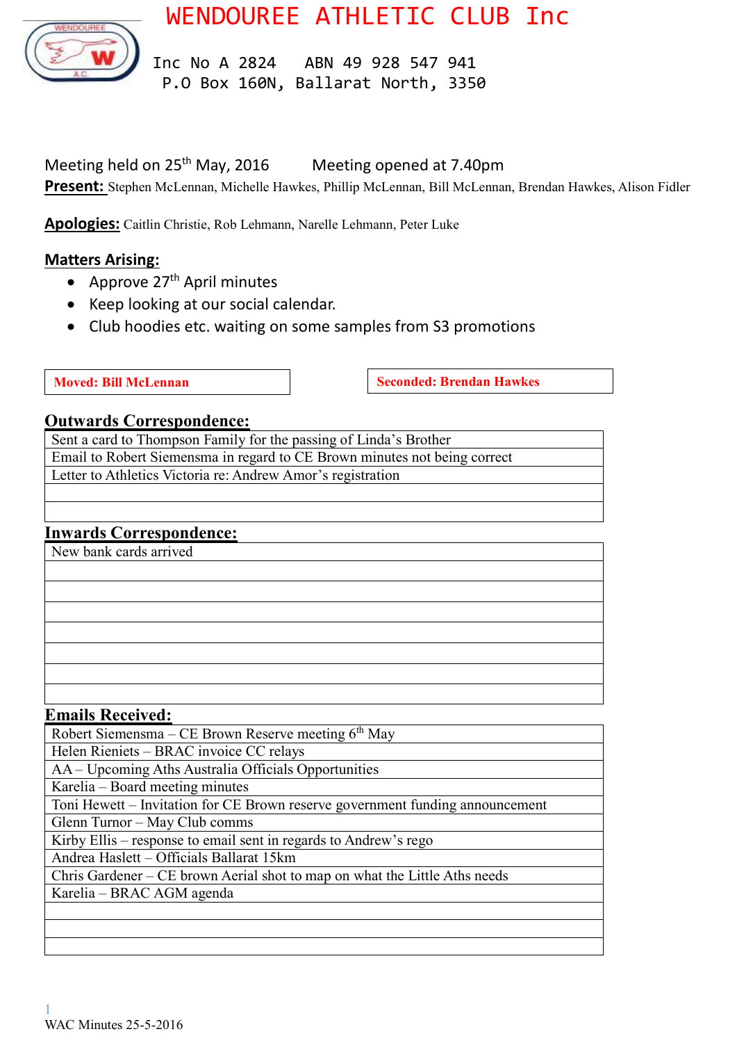# WENDOUREE ATHLETIC CLUB Inc

Inc No A 2824   ABN 49 928 547 941
P.O Box 160N, Ballarat North, 3350

Meeting held on 25th May, 2016   Meeting opened at 7.40pm

**Present:** Stephen McLennan, Michelle Hawkes, Phillip McLennan, Bill McLennan, Brendan Hawkes, Alison Fidler

**Apologies:** Caitlin Christie, Rob Lehmann, Narelle Lehmann, Peter Luke

## Matters Arising:

- Approve 27th April minutes
- Keep looking at our social calendar.
- Club hoodies etc. waiting on some samples from S3 promotions

| Moved: Bill McLennan | Seconded: Brendan Hawkes |
|---|---|

## Outwards Correspondence:

| |
|---|
| Sent a card to Thompson Family for the passing of Linda's Brother |
| Email to Robert Siemensma in regard to CE Brown minutes not being correct |
| Letter to Athletics Victoria re: Andrew Amor's registration |

## Inwards Correspondence:

| |
|---|
| New bank cards arrived |

## Emails Received:

| |
|---|
| Robert Siemensma – CE Brown Reserve meeting 6th May |
| Helen Rieniets – BRAC invoice CC relays |
| AA – Upcoming Aths Australia Officials Opportunities |
| Karelia – Board meeting minutes |
| Toni Hewett – Invitation for CE Brown reserve government funding announcement |
| Glenn Turnor – May Club comms |
| Kirby Ellis – response to email sent in regards to Andrew's rego |
| Andrea Haslett – Officials Ballarat 15km |
| Chris Gardener – CE brown Aerial shot to map on what the Little Aths needs |
| Karelia – BRAC AGM agenda |

WAC Minutes 25-5-2016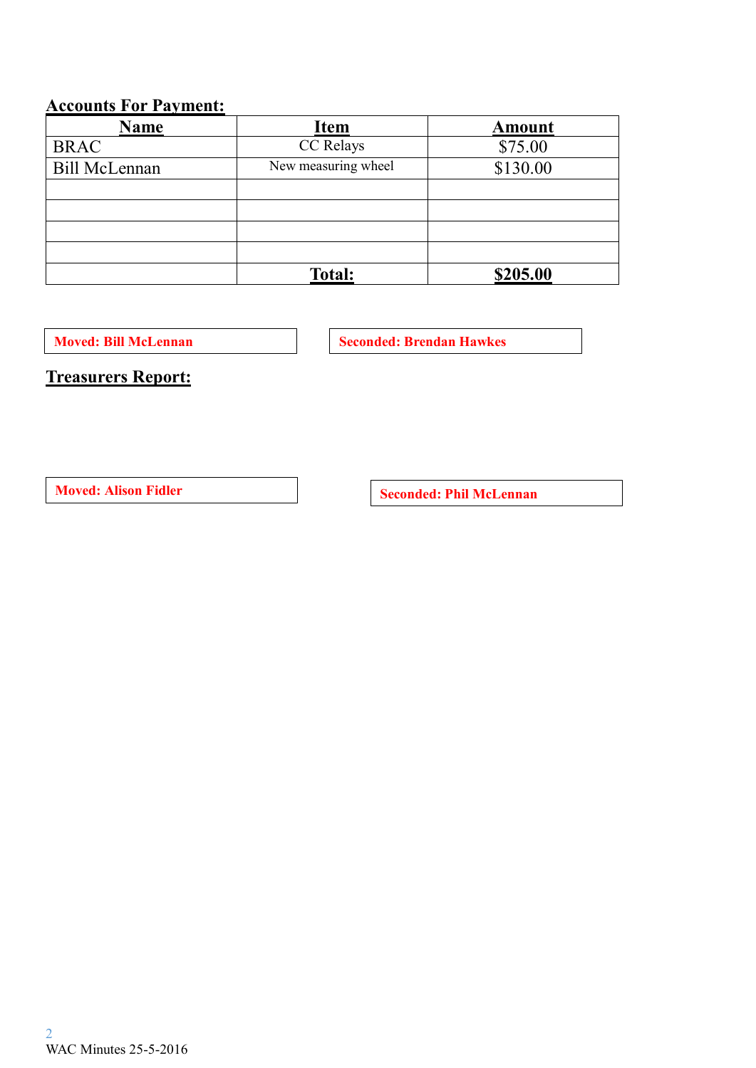## Accounts For Payment:

| Name | Item | Amount |
|---|---|---|
| BRAC | CC Relays | $75.00 |
| Bill McLennan | New measuring wheel | $130.00 |
| | | |
| | | |
| | | |
| | | |
| | **Total:** | **$205.00** |

**Moved: Bill McLennan**

**Seconded: Brendan Hawkes**

## Treasurers Report:

**Moved: Alison Fidler**

**Seconded: Phil McLennan**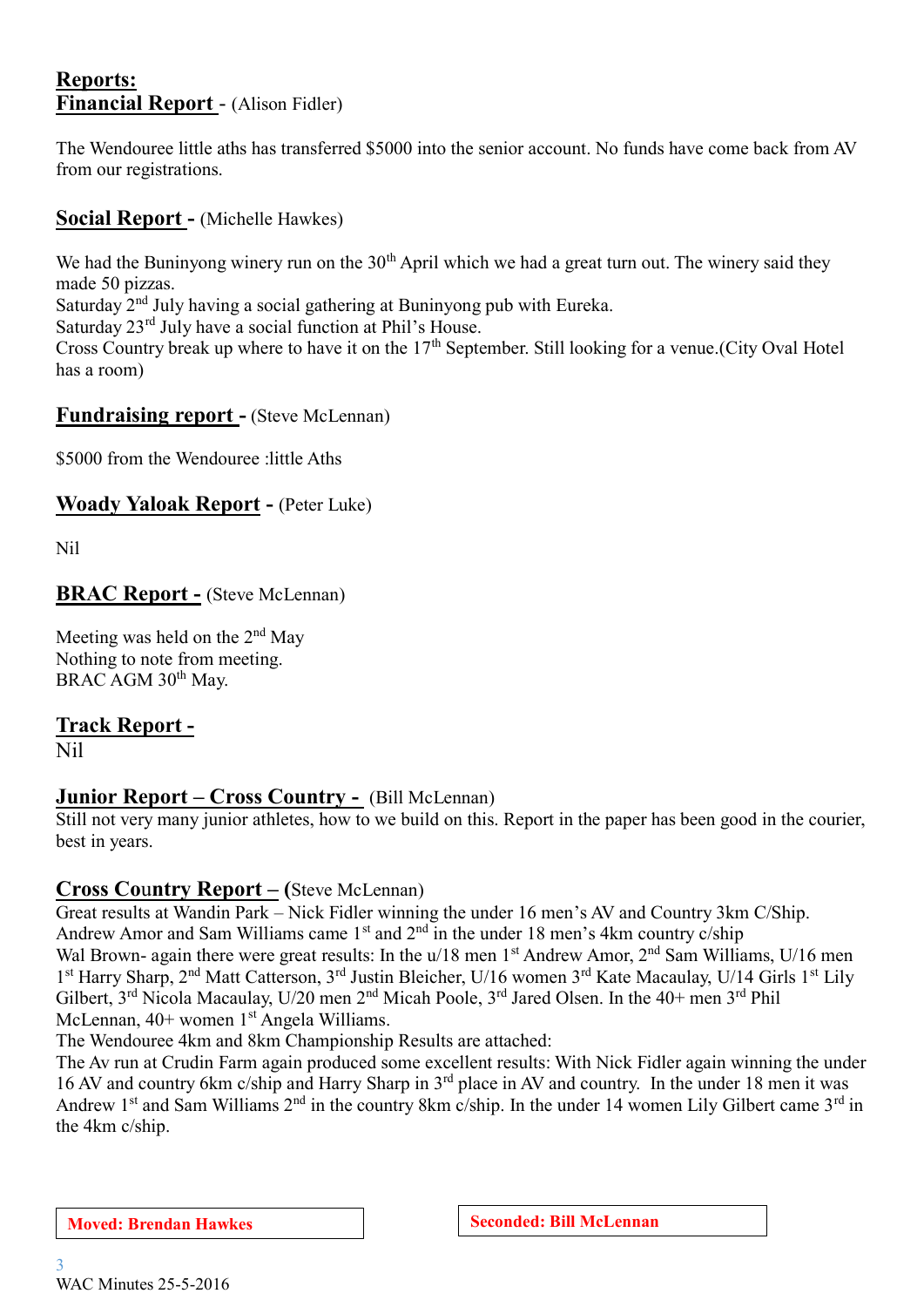## Reports:

### Financial Report - (Alison Fidler)

The Wendouree little aths has transferred $5000 into the senior account. No funds have come back from AV from our registrations.

### Social Report - (Michelle Hawkes)

We had the Buninyong winery run on the 30th April which we had a great turn out. The winery said they made 50 pizzas.
Saturday 2nd July having a social gathering at Buninyong pub with Eureka.
Saturday 23rd July have a social function at Phil's House.
Cross Country break up where to have it on the 17th September. Still looking for a venue.(City Oval Hotel has a room)

### Fundraising report - (Steve McLennan)

$5000 from the Wendouree :little Aths

### Woady Yaloak Report - (Peter Luke)

Nil

### BRAC Report - (Steve McLennan)

Meeting was held on the 2nd May
Nothing to note from meeting.
BRAC AGM 30th May.

### Track Report -

Nil

### Junior Report – Cross Country - (Bill McLennan)

Still not very many junior athletes, how to we build on this. Report in the paper has been good in the courier, best in years.

### Cross Country Report – (Steve McLennan)

Great results at Wandin Park – Nick Fidler winning the under 16 men's AV and Country 3km C/Ship.
Andrew Amor and Sam Williams came 1st and 2nd in the under 18 men's 4km country c/ship
Wal Brown- again there were great results: In the u/18 men 1st Andrew Amor, 2nd Sam Williams, U/16 men 1st Harry Sharp, 2nd Matt Catterson, 3rd Justin Bleicher, U/16 women 3rd Kate Macaulay, U/14 Girls 1st Lily Gilbert, 3rd Nicola Macaulay, U/20 men 2nd Micah Poole, 3rd Jared Olsen. In the 40+ men 3rd Phil McLennan, 40+ women 1st Angela Williams.
The Wendouree 4km and 8km Championship Results are attached:
The Av run at Crudin Farm again produced some excellent results: With Nick Fidler again winning the under 16 AV and country 6km c/ship and Harry Sharp in 3rd place in AV and country. In the under 18 men it was Andrew 1st and Sam Williams 2nd in the country 8km c/ship. In the under 14 women Lily Gilbert came 3rd in the 4km c/ship.

**Moved: Brendan Hawkes** | **Seconded: Bill McLennan**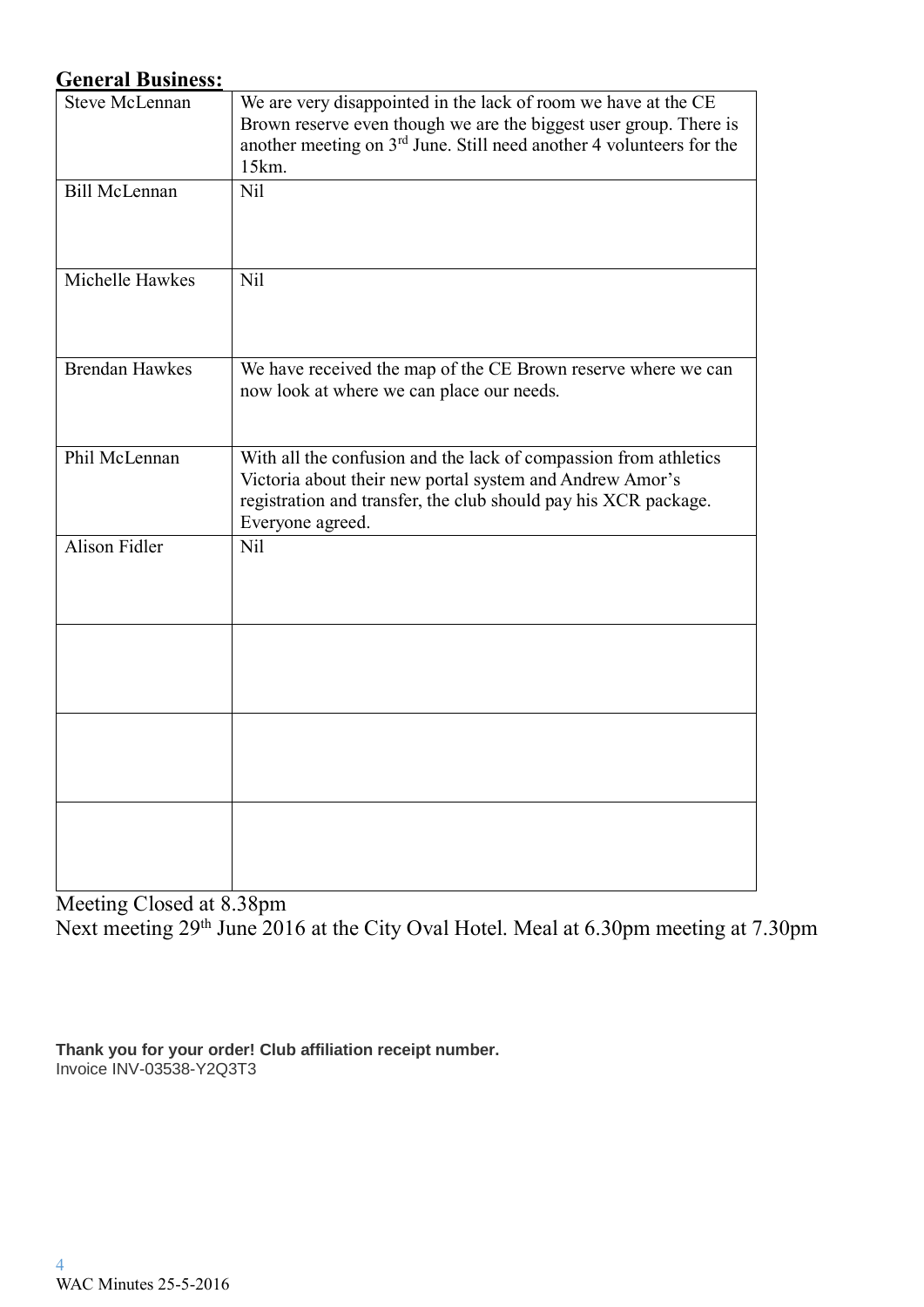**General Business:**

| | |
|---|---|
| Steve McLennan | We are very disappointed in the lack of room we have at the CE Brown reserve even though we are the biggest user group. There is another meeting on 3rd June. Still need another 4 volunteers for the 15km. |
| Bill McLennan | Nil |
| Michelle Hawkes | Nil |
| Brendan Hawkes | We have received the map of the CE Brown reserve where we can now look at where we can place our needs. |
| Phil McLennan | With all the confusion and the lack of compassion from athletics Victoria about their new portal system and Andrew Amor's registration and transfer, the club should pay his XCR package. Everyone agreed. |
| Alison Fidler | Nil |
| | |
| | |
| | |

Meeting Closed at 8.38pm

Next meeting 29th June 2016 at the City Oval Hotel. Meal at 6.30pm meeting at 7.30pm

**Thank you for your order! Club affiliation receipt number.**
Invoice INV-03538-Y2Q3T3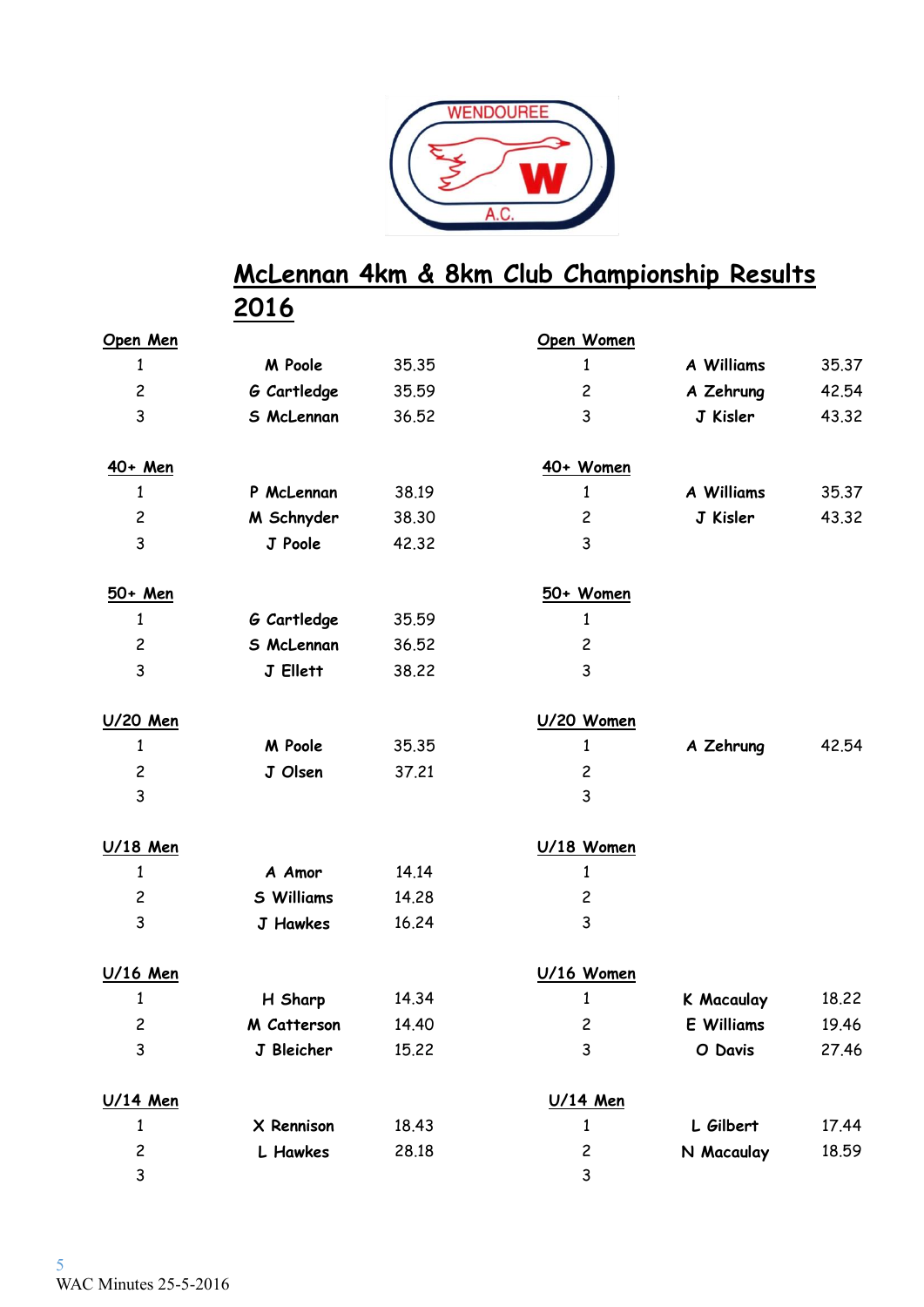# McLennan 4km & 8km Club Championship Results 2016

**Open Men**

| | | |
|---|---|---|
| 1 | M Poole | 35.35 |
| 2 | G Cartledge | 35.59 |
| 3 | S McLennan | 36.52 |

**Open Women**

| | | |
|---|---|---|
| 1 | A Williams | 35.37 |
| 2 | A Zehrung | 42.54 |
| 3 | J Kisler | 43.32 |

**40+ Men**

| | | |
|---|---|---|
| 1 | P McLennan | 38.19 |
| 2 | M Schnyder | 38.30 |
| 3 | J Poole | 42.32 |

**40+ Women**

| | | |
|---|---|---|
| 1 | A Williams | 35.37 |
| 2 | J Kisler | 43.32 |
| 3 | | |

**50+ Men**

| | | |
|---|---|---|
| 1 | G Cartledge | 35.59 |
| 2 | S McLennan | 36.52 |
| 3 | J Ellett | 38.22 |

**50+ Women**

| | | |
|---|---|---|
| 1 | | |
| 2 | | |
| 3 | | |

**U/20 Men**

| | | |
|---|---|---|
| 1 | M Poole | 35.35 |
| 2 | J Olsen | 37.21 |
| 3 | | |

**U/20 Women**

| | | |
|---|---|---|
| 1 | A Zehrung | 42.54 |
| 2 | | |
| 3 | | |

**U/18 Men**

| | | |
|---|---|---|
| 1 | A Amor | 14.14 |
| 2 | S Williams | 14.28 |
| 3 | J Hawkes | 16.24 |

**U/18 Women**

| | | |
|---|---|---|
| 1 | | |
| 2 | | |
| 3 | | |

**U/16 Men**

| | | |
|---|---|---|
| 1 | H Sharp | 14.34 |
| 2 | M Catterson | 14.40 |
| 3 | J Bleicher | 15.22 |

**U/16 Women**

| | | |
|---|---|---|
| 1 | K Macaulay | 18.22 |
| 2 | E Williams | 19.46 |
| 3 | O Davis | 27.46 |

**U/14 Men**

| | | |
|---|---|---|
| 1 | X Rennison | 18.43 |
| 2 | L Hawkes | 28.18 |
| 3 | | |

**U/14 Men**

| | | |
|---|---|---|
| 1 | L Gilbert | 17.44 |
| 2 | N Macaulay | 18.59 |
| 3 | | |